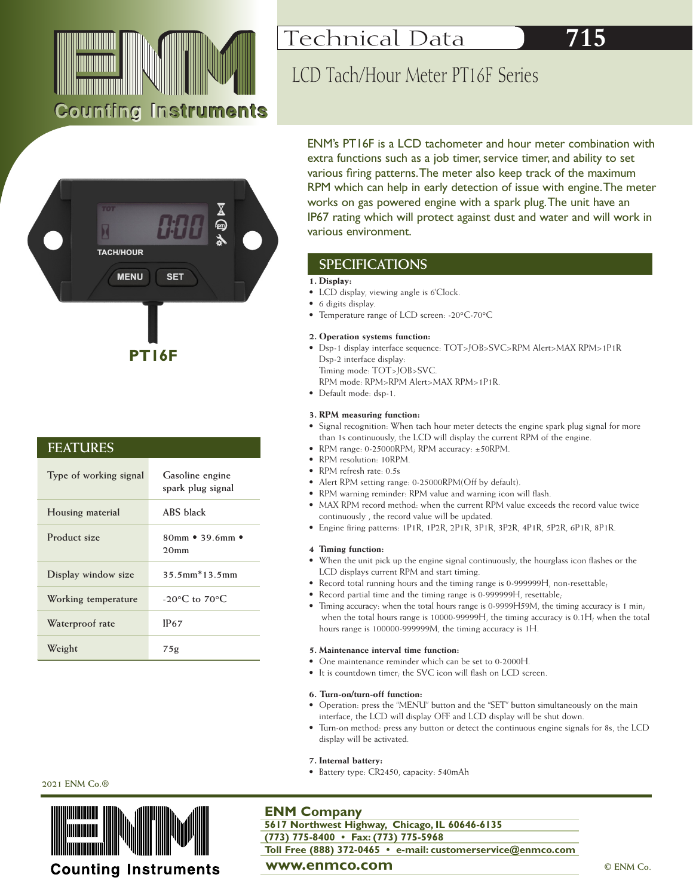# Technical Data 715

## LCD Tach/Hour Meter PT16F Series

ENM's PT16F is a LCD tachometer and hour meter combination with extra functions such as a job timer, service timer, and ability to set various firing patterns. The meter also keep track of the maximum RPM which can help in early detection of issue with engine. The meter works on gas powered engine with a spark plug. The unit have an IP67 rating which will protect against dust and water and will work in various environment.

**PT16F**

## FEATURES

| | |
|---|---|
| Type of working signal | Gasoline engine spark plug signal |
| Housing material | ABS black |
| Product size | 80mm • 39.6mm • 20mm |
| Display window size | 35.5mm*13.5mm |
| Working temperature | -20°C to 70°C |
| Waterproof rate | IP67 |
| Weight | 75g |

## SPECIFICATIONS

**1. Display:**
- LCD display, viewing angle is 6'Clock.
- 6 digits display.
- Temperature range of LCD screen: -20°C-70°C

**2. Operation systems function:**
- Dsp-1 display interface sequence: TOT>JOB>SVC>RPM Alert>MAX RPM>1P1R
  Dsp-2 interface display:
  Timing mode: TOT>JOB>SVC.
  RPM mode: RPM>RPM Alert>MAX RPM>1P1R.
- Default mode: dsp-1.

**3. RPM measuring function:**
- Signal recognition: When tach hour meter detects the engine spark plug signal for more than 1s continuously, the LCD will display the current RPM of the engine.
- RPM range: 0-25000RPM; RPM accuracy: ±50RPM.
- RPM resolution: 10RPM.
- RPM refresh rate: 0.5s
- Alert RPM setting range: 0-25000RPM(Off by default).
- RPM warning reminder: RPM value and warning icon will flash.
- MAX RPM record method: when the current RPM value exceeds the record value twice continuously , the record value will be updated.
- Engine firing patterns: 1P1R, 1P2R, 2P1R, 3P1R, 3P2R, 4P1R, 5P2R, 6P1R, 8P1R.

**4 Timing function:**
- When the unit pick up the engine signal continuously, the hourglass icon flashes or the LCD displays current RPM and start timing.
- Record total running hours and the timing range is 0-999999H, non-resettable;
- Record partial time and the timing range is 0-999999H, resettable;
- Timing accuracy: when the total hours range is 0-9999H59M, the timing accuracy is 1 min; when the total hours range is 10000-99999H, the timing accuracy is 0.1H; when the total hours range is 100000-999999M, the timing accuracy is 1H.

**5. Maintenance interval time function:**
- One maintenance reminder which can be set to 0-2000H.
- It is countdown timer; the SVC icon will flash on LCD screen.

**6. Turn-on/turn-off function:**
- Operation: press the "MENU" button and the "SET" button simultaneously on the main interface, the LCD will display OFF and LCD display will be shut down.
- Turn-on method: press any button or detect the continuous engine signals for 8s, the LCD display will be activated.

**7. Internal battery:**
- Battery type: CR2450, capacity: 540mAh

2021 ENM Co.®

**ENM Company**
**5617 Northwest Highway, Chicago, IL 60646-6135**
**(773) 775-8400 • Fax: (773) 775-5968**
**Toll Free (888) 372-0465 • e-mail: customerservice@enmco.com**
**www.enmco.com**

© ENM Co.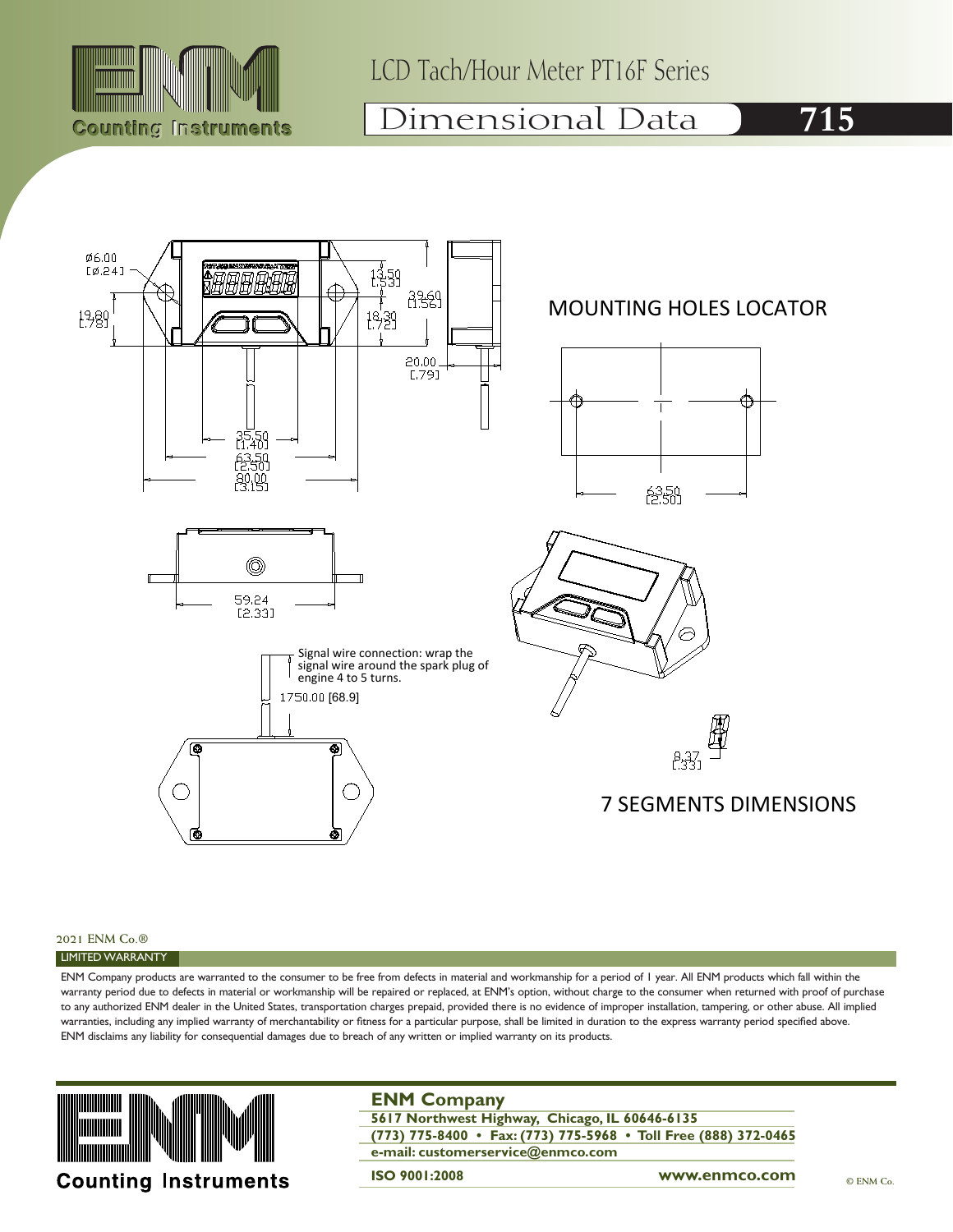# LCD Tach/Hour Meter PT16F Series

## Dimensional Data 715

Ø6.00 [Ø.24]

13.50 [.53]

39.60 [1.56]

19.80 [.78]

18.30 [.72]

20.00 [.79]

35.50 [1.40]

63.50 [2.50]

80.00 [3.15]

MOUNTING HOLES LOCATOR

63.50 [2.50]

59.24 [2.33]

Signal wire connection: wrap the signal wire around the spark plug of engine 4 to 5 turns.

1750.00 [68.9]

8.37 [.33]

7 SEGMENTS DIMENSIONS

2021 ENM Co.®

LIMITED WARRANTY

ENM Company products are warranted to the consumer to be free from defects in material and workmanship for a period of 1 year. All ENM products which fall within the warranty period due to defects in material or workmanship will be repaired or replaced, at ENM's option, without charge to the consumer when returned with proof of purchase to any authorized ENM dealer in the United States, transportation charges prepaid, provided there is no evidence of improper installation, tampering, or other abuse. All implied warranties, including any implied warranty of merchantability or fitness for a particular purpose, shall be limited in duration to the express warranty period specified above. ENM disclaims any liability for consequential damages due to breach of any written or implied warranty on its products.

**ENM Company**
**5617 Northwest Highway, Chicago, IL 60646-6135**
**(773) 775-8400 • Fax: (773) 775-5968 • Toll Free (888) 372-0465**
**e-mail: customerservice@enmco.com**
**ISO 9001:2008** **www.enmco.com**

© ENM Co.